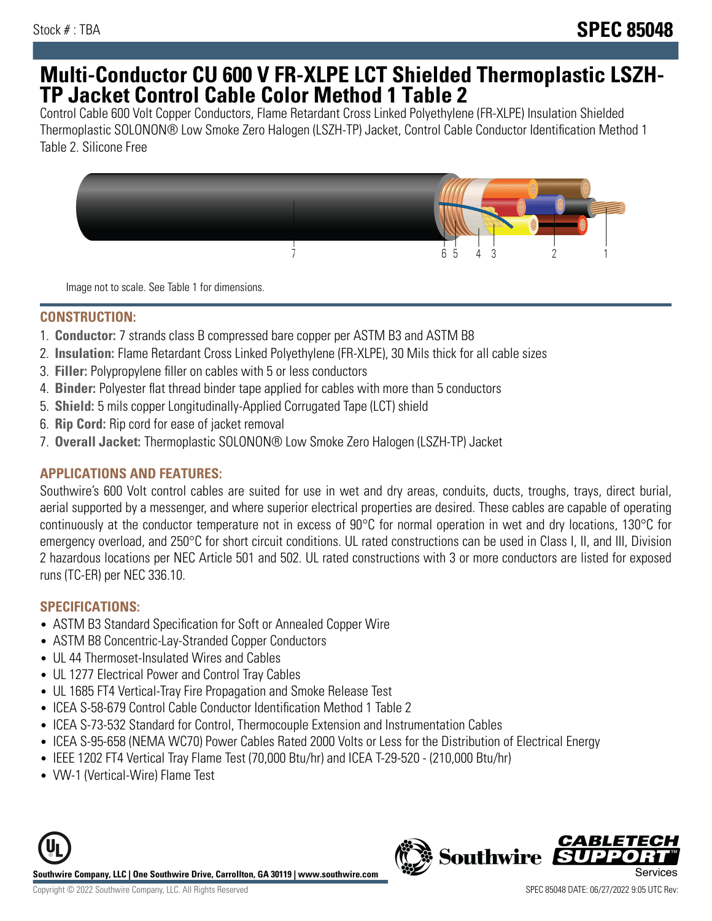Stock # : TBA

# SPEC 85048

# Multi-Conductor CU 600 V FR-XLPE LCT Shielded Thermoplastic LSZH-TP Jacket Control Cable Color Method 1 Table 2

Control Cable 600 Volt Copper Conductors, Flame Retardant Cross Linked Polyethylene (FR-XLPE) Insulation Shielded Thermoplastic SOLONON® Low Smoke Zero Halogen (LSZH-TP) Jacket, Control Cable Conductor Identification Method 1 Table 2. Silicone Free

Image not to scale. See Table 1 for dimensions.

## CONSTRUCTION:

1. **Conductor:** 7 strands class B compressed bare copper per ASTM B3 and ASTM B8
2. **Insulation:** Flame Retardant Cross Linked Polyethylene (FR-XLPE), 30 Mils thick for all cable sizes
3. **Filler:** Polypropylene filler on cables with 5 or less conductors
4. **Binder:** Polyester flat thread binder tape applied for cables with more than 5 conductors
5. **Shield:** 5 mils copper Longitudinally-Applied Corrugated Tape (LCT) shield
6. **Rip Cord:** Rip cord for ease of jacket removal
7. **Overall Jacket:** Thermoplastic SOLONON® Low Smoke Zero Halogen (LSZH-TP) Jacket

## APPLICATIONS AND FEATURES:

Southwire's 600 Volt control cables are suited for use in wet and dry areas, conduits, ducts, troughs, trays, direct burial, aerial supported by a messenger, and where superior electrical properties are desired. These cables are capable of operating continuously at the conductor temperature not in excess of 90°C for normal operation in wet and dry locations, 130°C for emergency overload, and 250°C for short circuit conditions. UL rated constructions can be used in Class I, II, and III, Division 2 hazardous locations per NEC Article 501 and 502. UL rated constructions with 3 or more conductors are listed for exposed runs (TC-ER) per NEC 336.10.

## SPECIFICATIONS:

- ASTM B3 Standard Specification for Soft or Annealed Copper Wire
- ASTM B8 Concentric-Lay-Stranded Copper Conductors
- UL 44 Thermoset-Insulated Wires and Cables
- UL 1277 Electrical Power and Control Tray Cables
- UL 1685 FT4 Vertical-Tray Fire Propagation and Smoke Release Test
- ICEA S-58-679 Control Cable Conductor Identification Method 1 Table 2
- ICEA S-73-532 Standard for Control, Thermocouple Extension and Instrumentation Cables
- ICEA S-95-658 (NEMA WC70) Power Cables Rated 2000 Volts or Less for the Distribution of Electrical Energy
- IEEE 1202 FT4 Vertical Tray Flame Test (70,000 Btu/hr) and ICEA T-29-520 - (210,000 Btu/hr)
- VW-1 (Vertical-Wire) Flame Test

**Southwire Company, LLC | One Southwire Drive, Carrollton, GA 30119 | www.southwire.com**

Copyright © 2022 Southwire Company, LLC. All Rights Reserved

SPEC 85048 DATE: 06/27/2022 9:05 UTC Rev: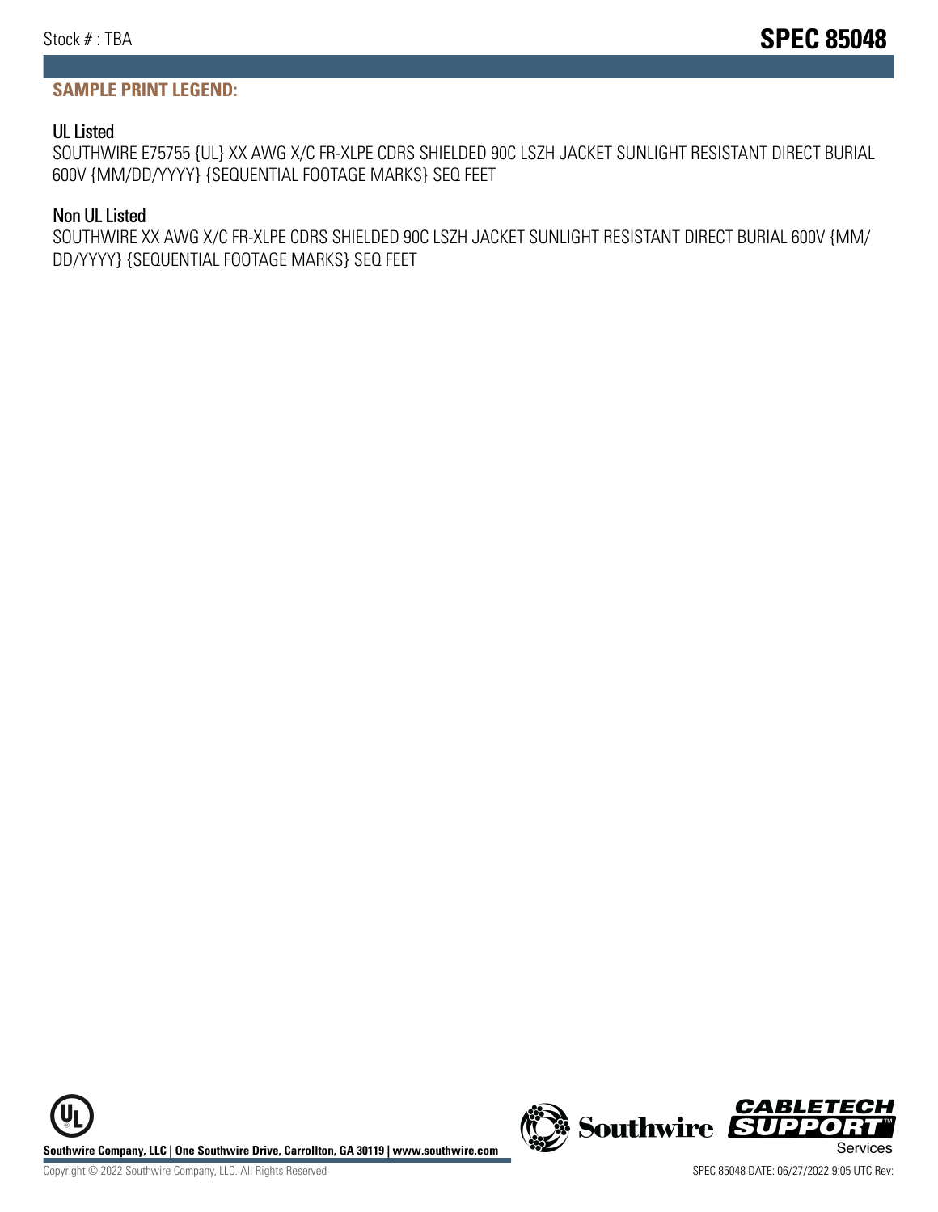## SAMPLE PRINT LEGEND:

### UL Listed

SOUTHWIRE E75755 {UL} XX AWG X/C FR-XLPE CDRS SHIELDED 90C LSZH JACKET SUNLIGHT RESISTANT DIRECT BURIAL 600V {MM/DD/YYYY} {SEQUENTIAL FOOTAGE MARKS} SEQ FEET

### Non UL Listed

SOUTHWIRE XX AWG X/C FR-XLPE CDRS SHIELDED 90C LSZH JACKET SUNLIGHT RESISTANT DIRECT BURIAL 600V {MM/DD/YYYY} {SEQUENTIAL FOOTAGE MARKS} SEQ FEET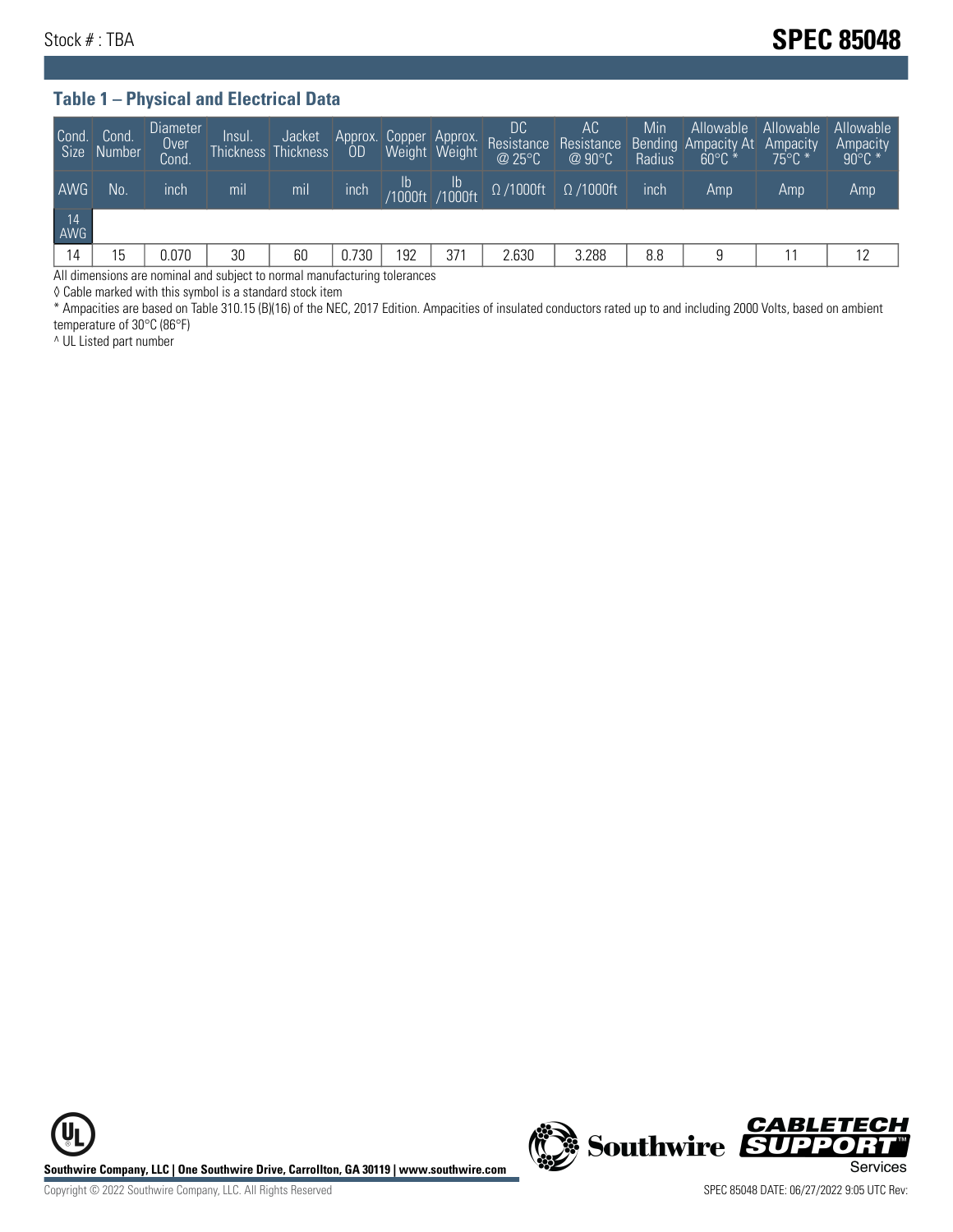## Table 1 – Physical and Electrical Data

| Cond. Size | Cond. Number | Diameter Over Cond. | Insul. Thickness | Jacket Thickness | Approx. OD | Copper Weight | Approx. Weight | DC Resistance @ 25°C | AC Resistance @ 90°C | Min Bending Radius | Allowable Ampacity At 60°C * | Allowable Ampacity 75°C * | Allowable Ampacity 90°C * |
|---|---|---|---|---|---|---|---|---|---|---|---|---|---|
| AWG | No. | inch | mil | mil | inch | lb /1000ft | lb /1000ft | Ω /1000ft | Ω /1000ft | inch | Amp | Amp | Amp |
| 14 AWG | | | | | | | | | | | | | |
| 14 | 15 | 0.070 | 30 | 60 | 0.730 | 192 | 371 | 2.630 | 3.288 | 8.8 | 9 | 11 | 12 |

All dimensions are nominal and subject to normal manufacturing tolerances

◊ Cable marked with this symbol is a standard stock item

* Ampacities are based on Table 310.15 (B)(16) of the NEC, 2017 Edition. Ampacities of insulated conductors rated up to and including 2000 Volts, based on ambient temperature of 30°C (86°F)

^ UL Listed part number

Southwire Company, LLC | One Southwire Drive, Carrollton, GA 30119 | www.southwire.com

Copyright © 2022 Southwire Company, LLC. All Rights Reserved

SPEC 85048 DATE: 06/27/2022 9:05 UTC Rev: